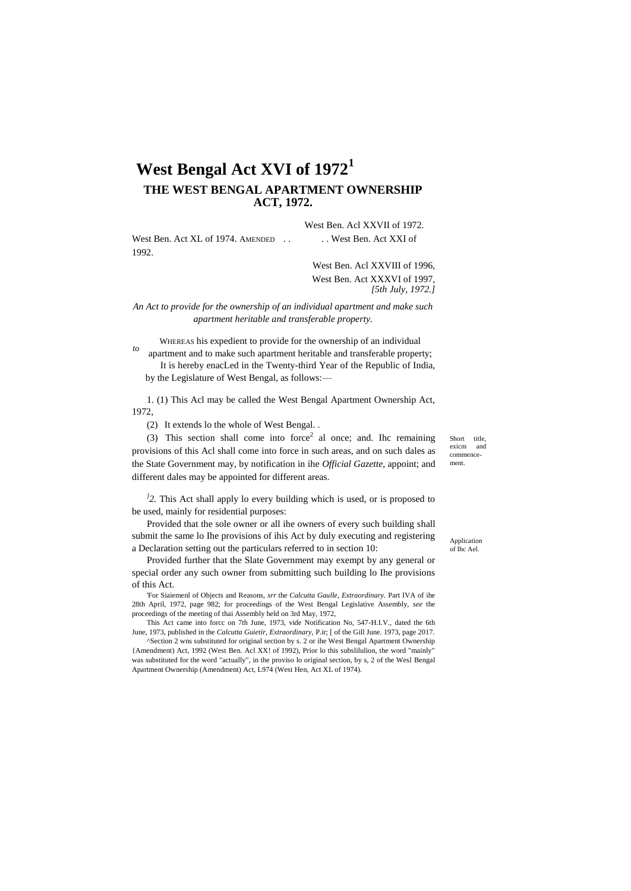# West Bengal Act XVI of 1972[1]

## THE WEST BENGAL APARTMENT OWNERSHIP ACT, 1972.

West Ben. Acl XXVII of 1972.
West Ben. Act XL of 1974. AMENDED . . . . West Ben. Act XXI of 1992.
West Ben. Acl XXVIII of 1996,
West Ben. Act XXXVI of 1997,
*[5th July, 1972.]*

*An Act to provide for the ownership of an individual apartment and make such apartment heritable and transferable property.*

WHEREAS his expedient *to* to provide for the ownership of an individual apartment and to make such apartment heritable and transferable property;

It is hereby enacLed in the Twenty-third Year of the Republic of India, by the Legislature of West Bengal, as follows:—

Short title, exicm and commencement.

1. (1) This Acl may be called the West Bengal Apartment Ownership Act, 1972,

(2) It extends lo the whole of West Bengal. .

(3) This section shall come into force[2] al once; and. Ihc remaining provisions of this Acl shall come into force in such areas, and on such dales as the State Government may, by notification in ihe *Official Gazette,* appoint; and different dales may be appointed for different areas.

Application of Ihc Ael.

[3]*2.* This Act shall apply lo every building which is used, or is proposed to be used, mainly for residential purposes:

Provided that the sole owner or all ihe owners of every such building shall submit the same lo Ihe provisions of ihis Act by duly executing and registering a Declaration setting out the particulars referred to in section 10:

Provided further that the Slate Government may exempt by any general or special order any such owner from submitting such building lo Ihe provisions of this Act.

[1]For Siaiemenl of Objects and Reasons, *srr* the *Calcutta Gaulle, Extraordinary.* Part IVA of ihe 28th April, 1972, page 982; for proceedings of the West Bengal Legislative Assembly, *see* the proceedings of the meeting of thai Assembly held on 3rd May, 1972,

[2]This Act came into forcc on 7th June, 1973, vide Notification No, 547-H.I.V., dated the 6th June, 1973, published in the *Calcutta Guietir, Extraordinary,* P.ir; [ of the Gill June. 1973, page 2017.

[3]Section 2 wns substituted for original section by s. 2 or ihe West Bengal Apartment Ownership {Amendment) Act, 1992 (West Ben. Acl XX! of 1992), Prior lo this subslilulion, the word "mainly" was substituted for the word "actually", in the proviso lo original section, by s, 2 of the Wesl Bengal Apartment Ownership (Amendment) Act, L974 (West Hen, Act XL of 1974).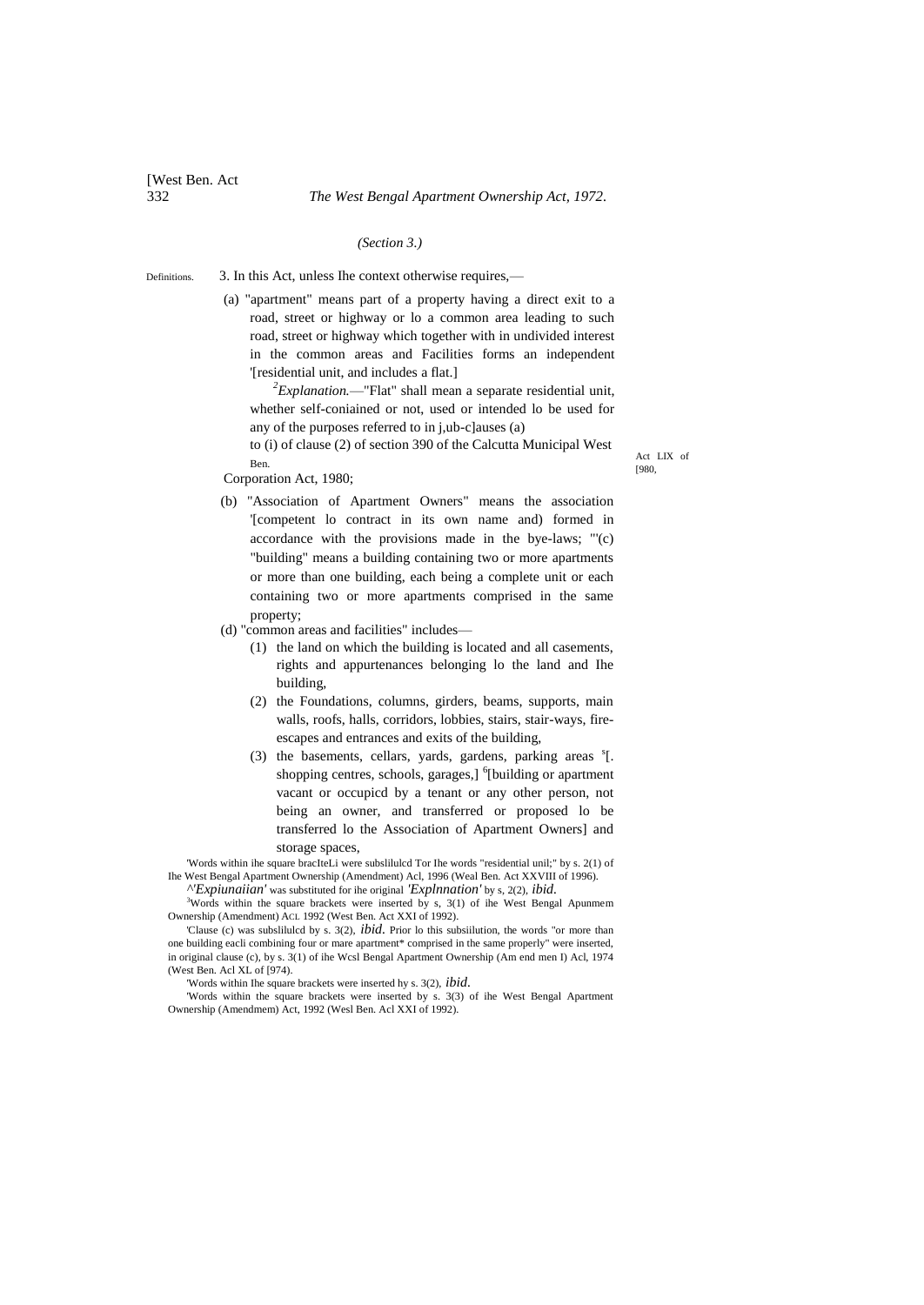*(Section 3.)*

Definitions. 3. In this Act, unless Ihe context otherwise requires,—

(a) "apartment" means part of a property having a direct exit to a road, street or highway or lo a common area leading to such road, street or highway which together with in undivided interest in the common areas and Facilities forms an independent '[residential unit, and includes a flat.]

[2]*Explanation.*—"Flat" shall mean a separate residential unit, whether self-coniained or not, used or intended lo be used for any of the purposes referred to in j,ub-c]auses (a) to (i) of clause (2) of section 390 of the Calcutta Municipal West Ben. Corporation Act, 1980;

Act LIX of [980,

(b) "Association of Apartment Owners" means the association '[competent lo contract in its own name and) formed in accordance with the provisions made in the bye-laws; "'(c) "building" means a building containing two or more apartments or more than one building, each being a complete unit or each containing two or more apartments comprised in the same property;

(d) "common areas and facilities" includes—

(1) the land on which the building is located and all casements, rights and appurtenances belonging lo the land and Ihe building,

(2) the Foundations, columns, girders, beams, supports, main walls, roofs, halls, corridors, lobbies, stairs, stair-ways, fire-escapes and entrances and exits of the building,

(3) the basements, cellars, yards, gardens, parking areas [5][. shopping centres, schools, garages,] [6][building or apartment vacant or occupicd by a tenant or any other person, not being an owner, and transferred or proposed lo be transferred lo the Association of Apartment Owners] and storage spaces,

'Words within ihe square bracIteLi were subslilulcd Tor Ihe words "residential unil;" by s. 2(1) of Ihe West Bengal Apartment Ownership (Amendment) Acl, 1996 (Weal Ben. Act XXVIII of 1996).

^*'Expiunaiian'* was substituted for ihe original *'Explnnation'* by s, 2(2), *ibid.*

[3]Words within the square brackets were inserted by s, 3(1) of ihe West Bengal Apunmem Ownership (Amendment) ACL 1992 (West Ben. Act XXI of 1992).

'Clause (c) was subslilulcd by s. 3(2), *ibid.* Prior lo this subsiilution, the words "or more than one building eacli combining four or mare apartment* comprised in the same properly" were inserted, in original clause (c), by s. 3(1) of ihe Wcsl Bengal Apartment Ownership (Am end men I) Acl, 1974 (West Ben. Acl XL of [974).

'Words within Ihe square brackets were inserted hy s. 3(2), *ibid.*

'Words within the square brackets were inserted by s. 3(3) of ihe West Bengal Apartment Ownership (Amendmem) Act, 1992 (Wesl Ben. Acl XXI of 1992).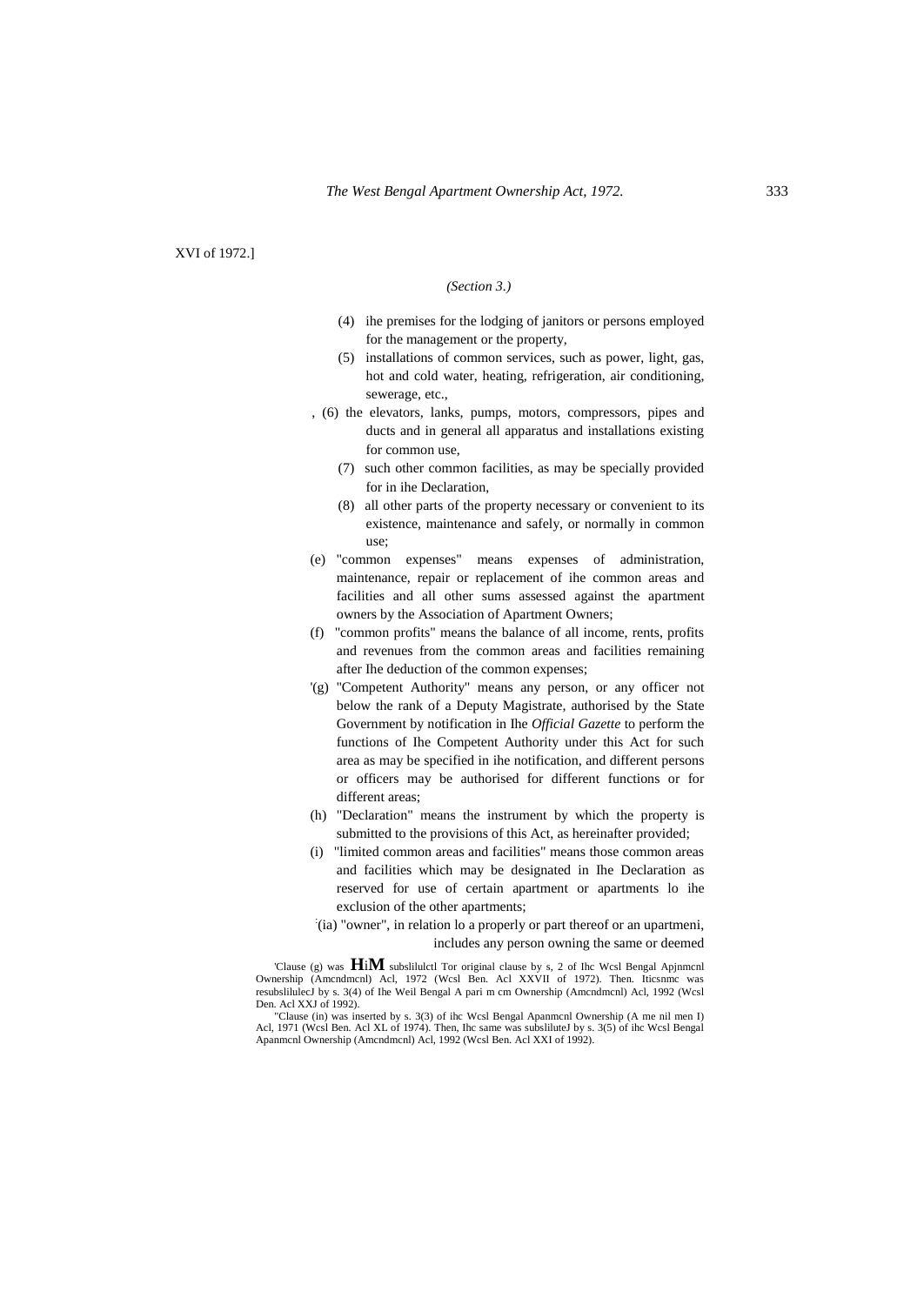XVI of 1972.]

*(Section 3.)*

(4) ihe premises for the lodging of janitors or persons employed for the management or the property,

(5) installations of common services, such as power, light, gas, hot and cold water, heating, refrigeration, air conditioning, sewerage, etc.,

, (6) the elevators, lanks, pumps, motors, compressors, pipes and ducts and in general all apparatus and installations existing for common use,

(7) such other common facilities, as may be specially provided for in ihe Declaration,

(8) all other parts of the property necessary or convenient to its existence, maintenance and safely, or normally in common use;

(e) "common expenses" means expenses of administration, maintenance, repair or replacement of ihe common areas and facilities and all other sums assessed against the apartment owners by the Association of Apartment Owners;

(f) "common profits" means the balance of all income, rents, profits and revenues from the common areas and facilities remaining after Ihe deduction of the common expenses;

'(g) "Competent Authority" means any person, or any officer not below the rank of a Deputy Magistrate, authorised by the State Government by notification in Ihe *Official Gazette* to perform the functions of Ihe Competent Authority under this Act for such area as may be specified in ihe notification, and different persons or officers may be authorised for different functions or for different areas;

(h) "Declaration" means the instrument by which the property is submitted to the provisions of this Act, as hereinafter provided;

(i) "limited common areas and facilities" means those common areas and facilities which may be designated in Ihe Declaration as reserved for use of certain apartment or apartments lo ihe exclusion of the other apartments;

:(ia) "owner", in relation lo a properly or part thereof or an upartmeni, includes any person owning the same or deemed

'Clause (g) was **HiM** subslilulctl Tor original clause by s, 2 of Ihc Wcsl Bengal Apjnmcnl Ownership (Amcndmcnl) Acl, 1972 (Wcsl Ben. Acl XXVII of 1972). Then. Iticsnmc was resubslilulecJ by s. 3(4) of Ihe Weil Bengal A pari m cm Ownership (Amcndmcnl) Acl, 1992 (Wcsl Den. Acl XXJ of 1992).

"Clause (in) was inserted by s. 3(3) of ihc Wcsl Bengal Apanmcnl Ownership (A me nil men I) Acl, 1971 (Wcsl Ben. Acl XL of 1974). Then, Ihc same was subsliluteJ by s. 3(5) of ihc Wcsl Bengal Apanmcnl Ownership (Amcndmcnl) Acl, 1992 (Wcsl Ben. Acl XXI of 1992).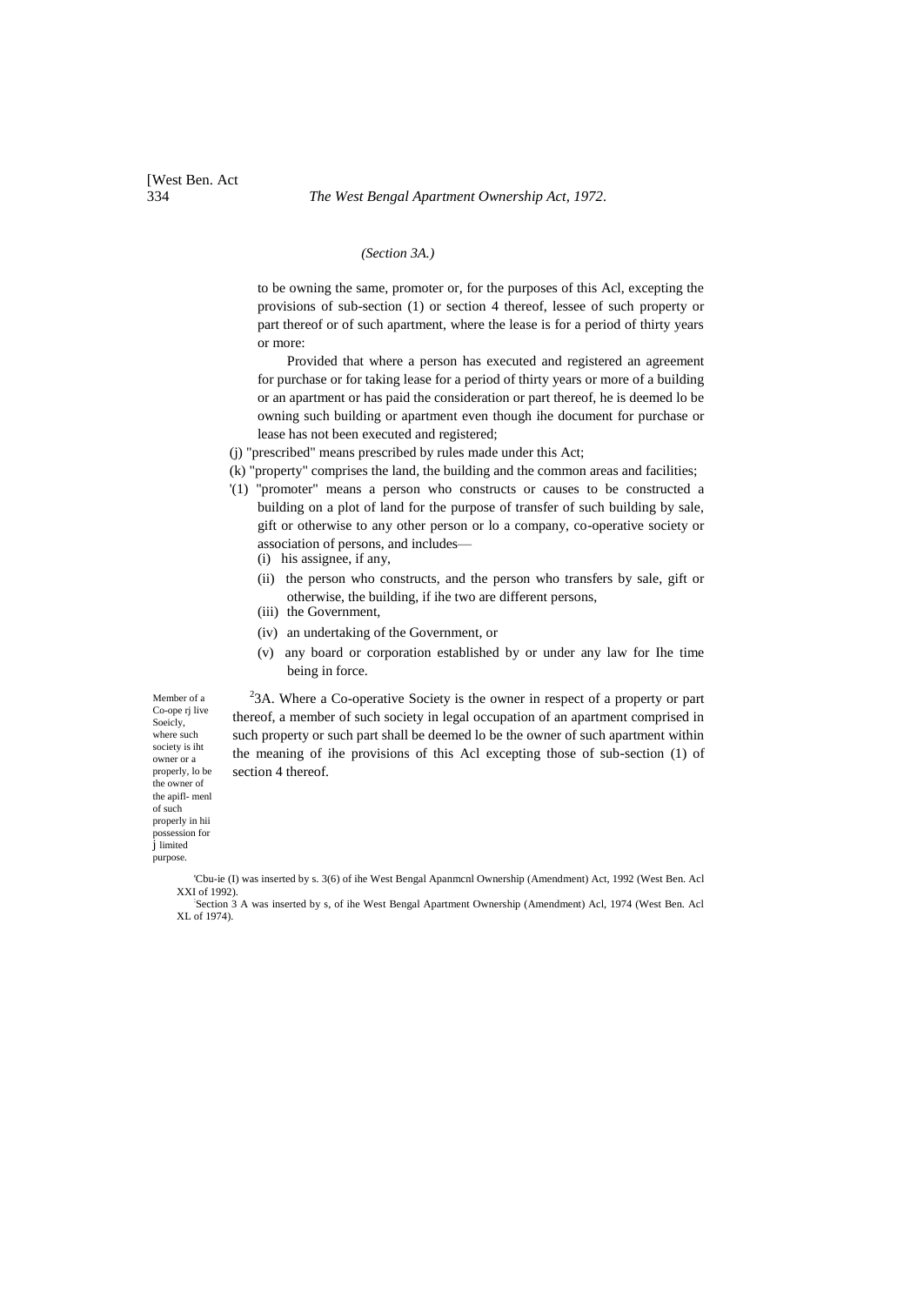*(Section 3A.)*

to be owning the same, promoter or, for the purposes of this Acl, excepting the provisions of sub-section (1) or section 4 thereof, lessee of such property or part thereof or of such apartment, where the lease is for a period of thirty years or more:

Provided that where a person has executed and registered an agreement for purchase or for taking lease for a period of thirty years or more of a building or an apartment or has paid the consideration or part thereof, he is deemed lo be owning such building or apartment even though ihe document for purchase or lease has not been executed and registered;

(j) "prescribed" means prescribed by rules made under this Act;

(k) "property" comprises the land, the building and the common areas and facilities;

'(1) "promoter" means a person who constructs or causes to be constructed a building on a plot of land for the purpose of transfer of such building by sale, gift or otherwise to any other person or lo a company, co-operative society or association of persons, and includes—

(i) his assignee, if any,

(ii) the person who constructs, and the person who transfers by sale, gift or otherwise, the building, if ihe two are different persons,

(iii) the Government,

(iv) an undertaking of the Government, or

(v) any board or corporation established by or under any law for Ihe time being in force.

Member of a Co-ope rj live Soeicly, where such society is iht owner or a properly, lo be the owner of the apifl- menl of such properly in hii possession for j limited purpose.

[2]3A. Where a Co-operative Society is the owner in respect of a property or part thereof, a member of such society in legal occupation of an apartment comprised in such property or such part shall be deemed lo be the owner of such apartment within the meaning of ihe provisions of this Acl excepting those of sub-section (1) of section 4 thereof.

'Cbu-ie (I) was inserted by s. 3(6) of ihe West Bengal Apanmcnl Ownership (Amendment) Act, 1992 (West Ben. Acl XXI of 1992).

[2]Section 3 A was inserted by s, of ihe West Bengal Apartment Ownership (Amendment) Acl, 1974 (West Ben. Acl XL of 1974).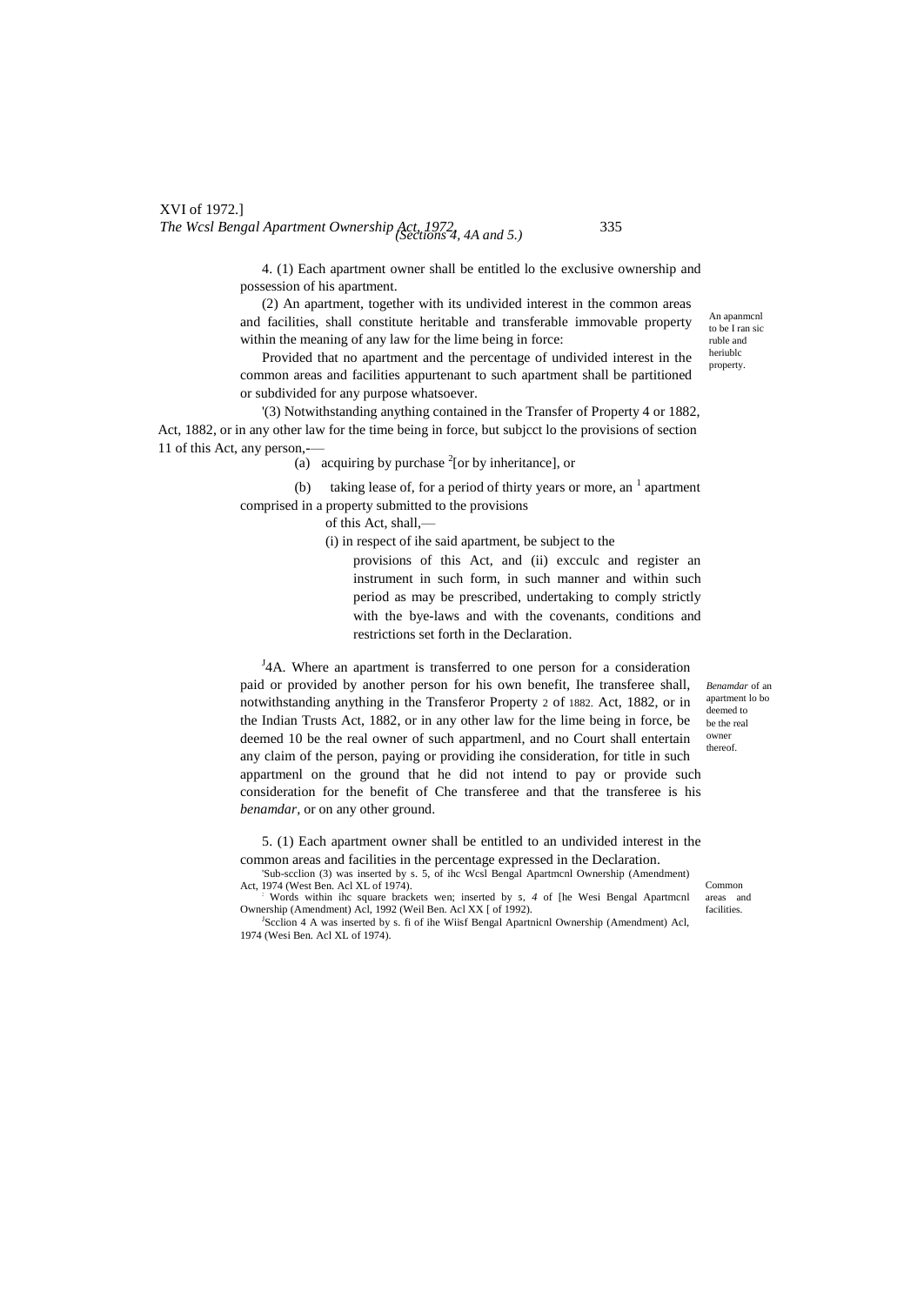4. (1) Each apartment owner shall be entitled lo the exclusive ownership and possession of his apartment.

An apanmcnl to be I ran sic ruble and heriublc property.

(2) An apartment, together with its undivided interest in the common areas and facilities, shall constitute heritable and transferable immovable property within the meaning of any law for the lime being in force:

Provided that no apartment and the percentage of undivided interest in the common areas and facilities appurtenant to such apartment shall be partitioned or subdivided for any purpose whatsoever.

'(3) Notwithstanding anything contained in the Transfer of Property 4 or 1882, Act, 1882, or in any other law for the time being in force, but subjcct lo the provisions of section 11 of this Act, any person,-—

(a) acquiring by purchase [2][or by inheritance], or

(b) taking lease of, for a period of thirty years or more, an [1] apartment comprised in a property submitted to the provisions of this Act, shall,—

(i) in respect of ihe said apartment, be subject to the provisions of this Act, and (ii) excculc and register an instrument in such form, in such manner and within such period as may be prescribed, undertaking to comply strictly with the bye-laws and with the covenants, conditions and restrictions set forth in the Declaration.

*Benamdar* of an apartment lo bo deemed to be the real owner thereof.

[J]4A. Where an apartment is transferred to one person for a consideration paid or provided by another person for his own benefit, Ihe transferee shall, notwithstanding anything in the Transferor Property 2 of 1882. Act, 1882, or in the Indian Trusts Act, 1882, or in any other law for the lime being in force, be deemed 10 be the real owner of such appartmenl, and no Court shall entertain any claim of the person, paying or providing ihe consideration, for title in such appartmenl on the ground that he did not intend to pay or provide such consideration for the benefit of Che transferee and that the transferee is his *benamdar*, or on any other ground.

Common areas and facilities.

5. (1) Each apartment owner shall be entitled to an undivided interest in the common areas and facilities in the percentage expressed in the Declaration.

'Sub-scclion (3) was inserted by s. 5, of ihc Wcsl Bengal Apartmcnl Ownership (Amendment) Act, 1974 (West Ben. Acl XL of 1974).

: Words within ihc square brackets wen; inserted by s. *4* of [he Wesi Bengal Apartmcnl Ownership (Amendment) Acl, 1992 (Weil Ben. Acl XX [ of 1992).

[J]Scclion 4 A was inserted by s. fi of ihe Wiisf Bengal Apartnicnl Ownership (Amendment) Acl, 1974 (Wesi Ben. Acl XL of 1974).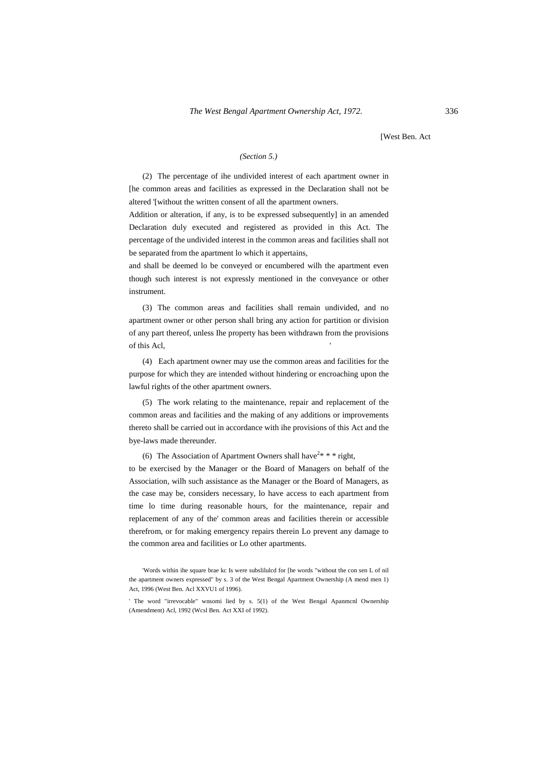*(Section 5.)*

(2) The percentage of ihe undivided interest of each apartment owner in [he common areas and facilities as expressed in the Declaration shall not be altered '[without the written consent of all the apartment owners. Addition or alteration, if any, is to be expressed subsequently] in an amended Declaration duly executed and registered as provided in this Act. The percentage of the undivided interest in the common areas and facilities shall not be separated from the apartment lo which it appertains, and shall be deemed lo be conveyed or encumbered wilh the apartment even though such interest is not expressly mentioned in the conveyance or other instrument.

(3) The common areas and facilities shall remain undivided, and no apartment owner or other person shall bring any action for partition or division of any part thereof, unless Ihe property has been withdrawn from the provisions of this Acl,

(4) Each apartment owner may use the common areas and facilities for the purpose for which they are intended without hindering or encroaching upon the lawful rights of the other apartment owners.

(5) The work relating to the maintenance, repair and replacement of the common areas and facilities and the making of any additions or improvements thereto shall be carried out in accordance with ihe provisions of this Act and the bye-laws made thereunder.

(6) The Association of Apartment Owners shall have[2]* * * right, to be exercised by the Manager or the Board of Managers on behalf of the Association, wilh such assistance as the Manager or the Board of Managers, as the case may be, considers necessary, lo have access to each apartment from time lo time during reasonable hours, for the maintenance, repair and replacement of any of the' common areas and facilities therein or accessible therefrom, or for making emergency repairs therein Lo prevent any damage to the common area and facilities or Lo other apartments.

---

'Words within ihe square brae kc Is were subslilulcd for [he words "without the con sen L of nil the apartment owners expressed" by s. 3 of the West Bengal Apartment Ownership (A mend men 1) Act, 1996 (West Ben. Acl XXVU1 of 1996).

' The word "irrevocable" wnsomi lied by s. 5(1) of the West Bengal Apanmcnl Ownership (Amendment) Acl, 1992 (Wcsl Ben. Act XXI of 1992).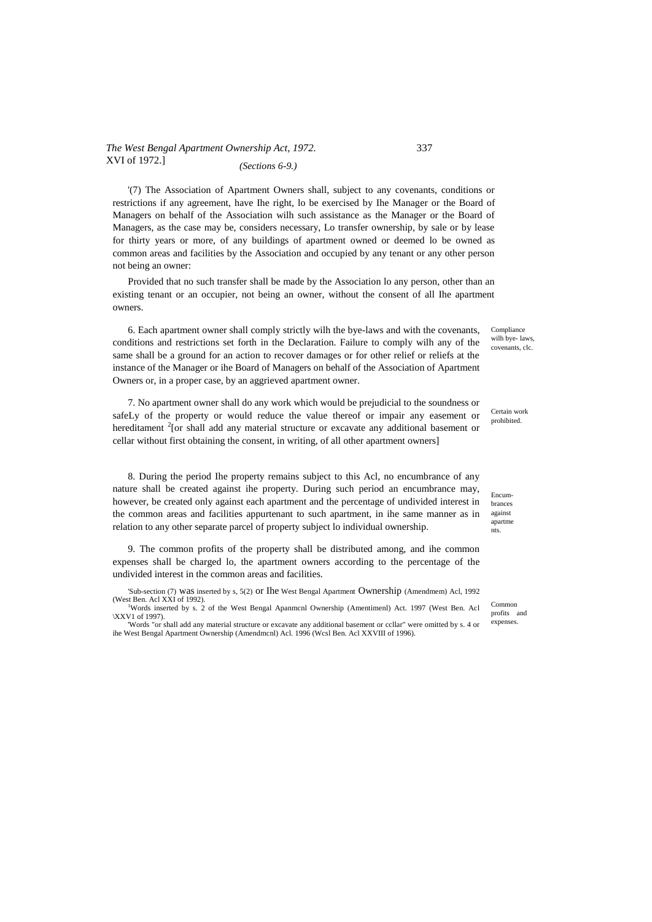'(7) The Association of Apartment Owners shall, subject to any covenants, conditions or restrictions if any agreement, have Ihe right, lo be exercised by Ihe Manager or the Board of Managers on behalf of the Association wilh such assistance as the Manager or the Board of Managers, as the case may be, considers necessary, Lo transfer ownership, by sale or by lease for thirty years or more, of any buildings of apartment owned or deemed lo be owned as common areas and facilities by the Association and occupied by any tenant or any other person not being an owner:

Provided that no such transfer shall be made by the Association lo any person, other than an existing tenant or an occupier, not being an owner, without the consent of all Ihe apartment owners.

Compliance wilh bye- laws, covenants, clc.

6. Each apartment owner shall comply strictly wilh the bye-laws and with the covenants, conditions and restrictions set forth in the Declaration. Failure to comply wilh any of the same shall be a ground for an action to recover damages or for other relief or reliefs at the instance of the Manager or ihe Board of Managers on behalf of the Association of Apartment Owners or, in a proper case, by an aggrieved apartment owner.

Certain work prohibited.

7. No apartment owner shall do any work which would be prejudicial to the soundness or safeLy of the property or would reduce the value thereof or impair any easement or hereditament [2][or shall add any material structure or excavate any additional basement or cellar without first obtaining the consent, in writing, of all other apartment owners]

Encumbrances against apartments.

8. During the period Ihe property remains subject to this Acl, no encumbrance of any nature shall be created against ihe property. During such period an encumbrance may, however, be created only against each apartment and the percentage of undivided interest in the common areas and facilities appurtenant to such apartment, in ihe same manner as in relation to any other separate parcel of property subject lo individual ownership.

Common profits and expenses.

9. The common profits of the property shall be distributed among, and ihe common expenses shall be charged lo, the apartment owners according to the percentage of the undivided interest in the common areas and facilities.

'Sub-section (7) was inserted by s, 5(2) or Ihe West Bengal Apartment Ownership (Amendmem) Acl, 1992 (West Ben. Acl XXI of 1992).

[1]Words inserted by s. 2 of the West Bengal Apanmcnl Ownership (Amentimenl) Act. 1997 (West Ben. Acl \XXV1 of 1997).

'Words "or shall add any material structure or excavate any additional basement or ccllar" were omitted by s. 4 or ihe West Bengal Apartment Ownership (Amendmcnl) Acl. 1996 (Wcsl Ben. Acl XXVIII of 1996).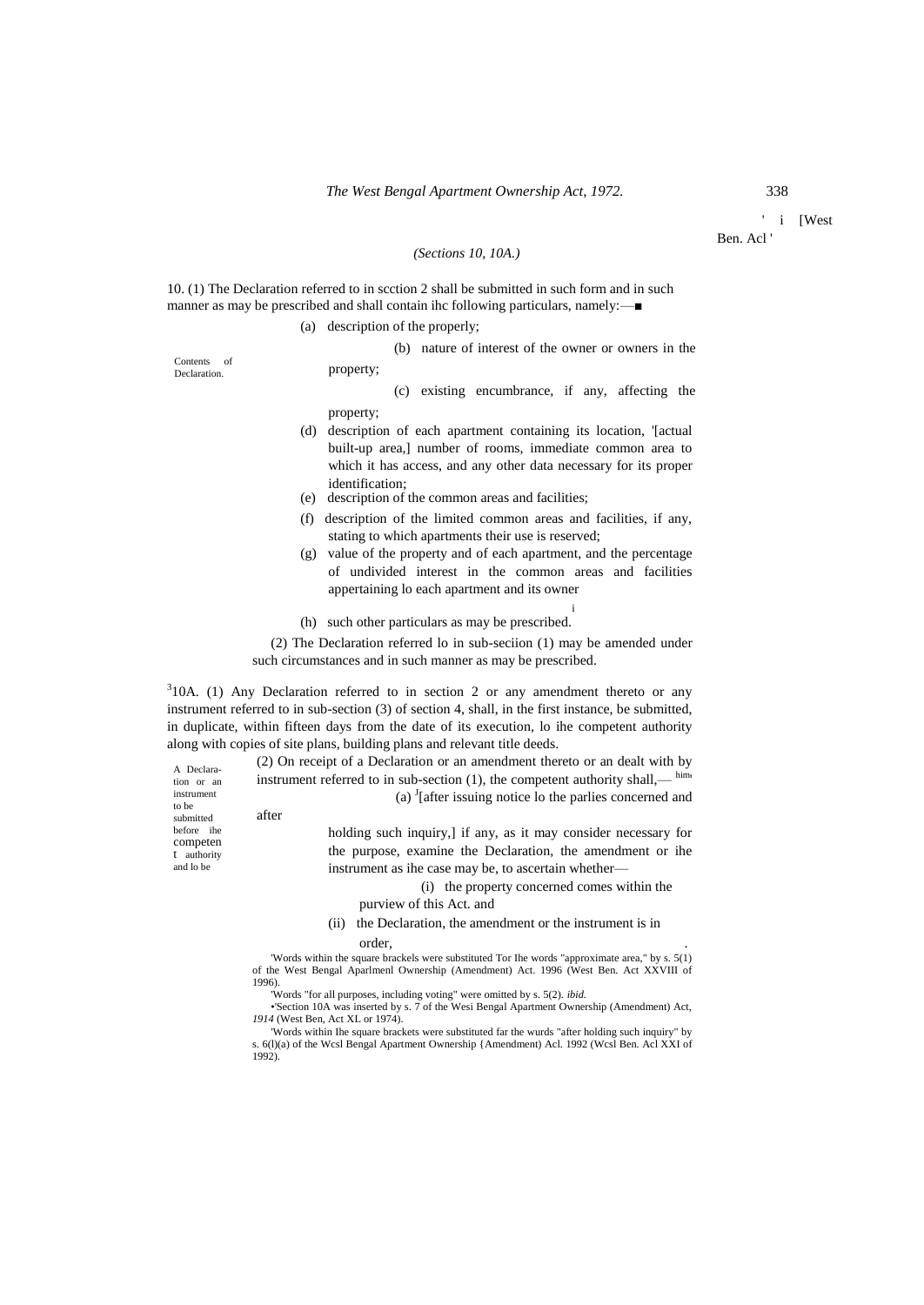[West Ben. Act

*(Sections 10, 10A.)*

Contents of Declaration.

10. (1) The Declaration referred to in section 2 shall be submitted in such form and in such manner as may be prescribed and shall contain the following particulars, namely:—

(a) description of the property;

(b) nature of interest of the owner or owners in the property;

(c) existing encumbrance, if any, affecting the property;

(d) description of each apartment containing its location, [1][actual built-up area,] number of rooms, immediate common area to which it has access, and any other data necessary for its proper identification;

(e) description of the common areas and facilities;

(f) description of the limited common areas and facilities, if any, stating to which apartments their use is reserved;

(g) value of the property and of each apartment, and the percentage of undivided interest in the common areas and facilities appertaining to each apartment and its owner [2] ;

(h) such other particulars as may be prescribed.

(2) The Declaration referred to in sub-section (1) may be amended under such circumstances and in such manner as may be prescribed.

A Declaration or an instrument to be submitted before the competent authority and to be dealt with by him.

[3]10A. (1) Any Declaration referred to in section 2 or any amendment thereto or any instrument referred to in sub-section (3) of section 4, shall, in the first instance, be submitted, in duplicate, within fifteen days from the date of its execution, to the competent authority along with copies of site plans, building plans and relevant title deeds.

(2) On receipt of a Declaration or an amendment thereto or an instrument referred to in sub-section (1), the competent authority shall,—

(a) [4][after issuing notice to the parties concerned and after holding such inquiry,] if any, as it may consider necessary for the purpose, examine the Declaration, the amendment or the instrument as the case may be, to ascertain whether—

(i) the property concerned comes within the purview of this Act, and

(ii) the Declaration, the amendment or the instrument is in order,

---

[1] Words within the square brackets were substituted for the words "approximate area," by s. 5(1) of the West Bengal Apartment Ownership (Amendment) Act, 1996 (West Ben. Act XXVIII of 1996).

[2] Words "for all purposes, including voting" were omitted by s. 5(2), *ibid.*

[3] Section 10A was inserted by s. 7 of the West Bengal Apartment Ownership (Amendment) Act, *1974* (West Ben. Act XL of 1974).

[4] Words within the square brackets were substituted for the words "after holding such inquiry" by s. 6(1)(a) of the West Bengal Apartment Ownership (Amendment) Act, 1992 (West Ben. Act XXI of 1992).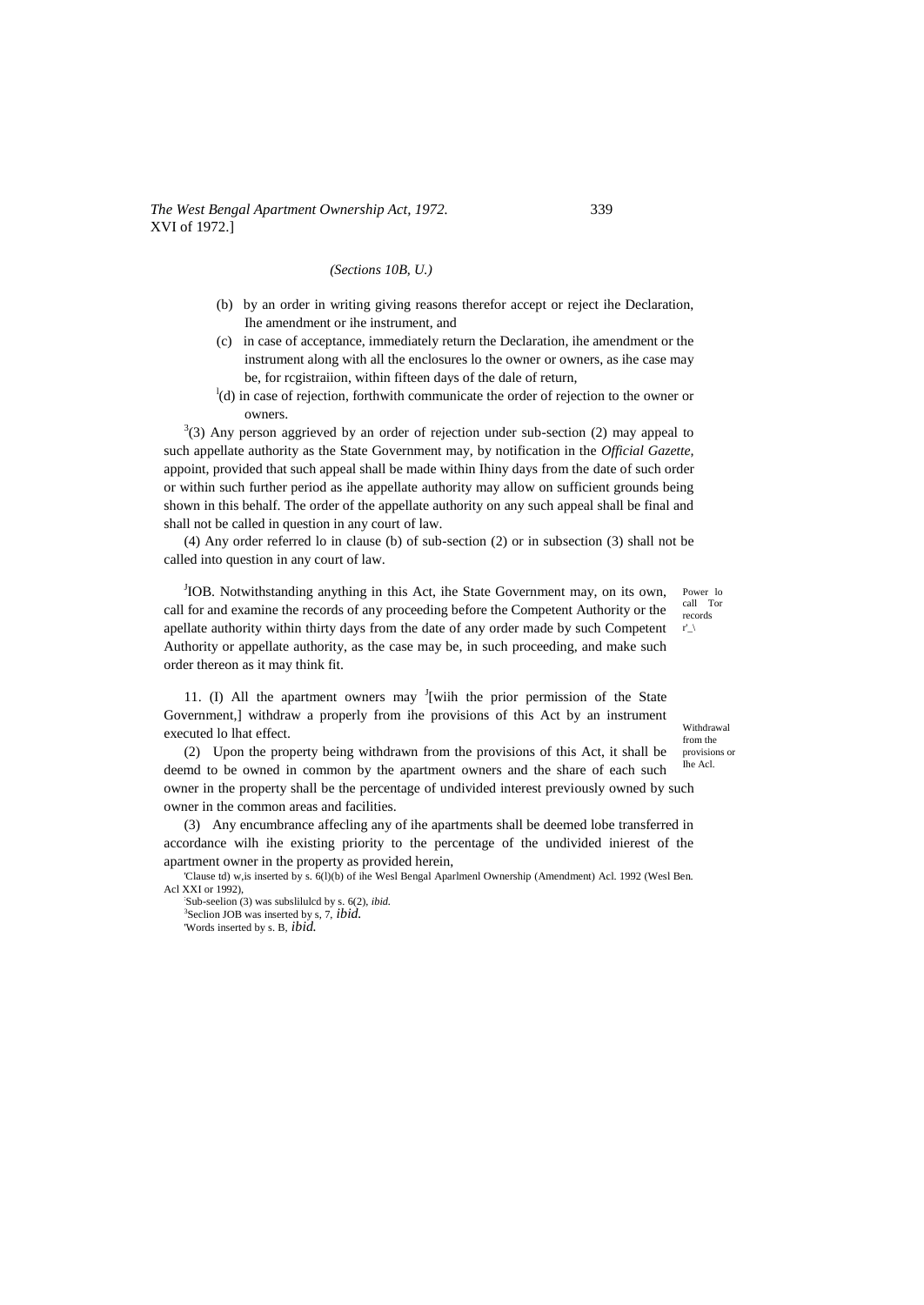*(Sections 10B, U.)*

(b) by an order in writing giving reasons therefor accept or reject ihe Declaration, Ihe amendment or ihe instrument, and

(c) in case of acceptance, immediately return the Declaration, ihe amendment or the instrument along with all the enclosures lo the owner or owners, as ihe case may be, for rcgistraiion, within fifteen days of the dale of return,

[1](d) in case of rejection, forthwith communicate the order of rejection to the owner or owners.

[3](3) Any person aggrieved by an order of rejection under sub-section (2) may appeal to such appellate authority as the State Government may, by notification in the *Official Gazette,* appoint, provided that such appeal shall be made within Ihiny days from the date of such order or within such further period as ihe appellate authority may allow on sufficient grounds being shown in this behalf. The order of the appellate authority on any such appeal shall be final and shall not be called in question in any court of law.

(4) Any order referred lo in clause (b) of sub-section (2) or in subsection (3) shall not be called into question in any court of law.

Power lo call Tor records r'_\

[J]IOB. Notwithstanding anything in this Act, ihe State Government may, on its own, call for and examine the records of any proceeding before the Competent Authority or the apellate authority within thirty days from the date of any order made by such Competent Authority or appellate authority, as the case may be, in such proceeding, and make such order thereon as it may think fit.

Withdrawal from the provisions or Ihe Acl.

11. (I) All the apartment owners may [J][wiih the prior permission of the State Government,] withdraw a properly from ihe provisions of this Act by an instrument executed lo lhat effect.

(2) Upon the property being withdrawn from the provisions of this Act, it shall be deemd to be owned in common by the apartment owners and the share of each such owner in the property shall be the percentage of undivided interest previously owned by such owner in the common areas and facilities.

(3) Any encumbrance affecling any of ihe apartments shall be deemed lobe transferred in accordance wilh ihe existing priority to the percentage of the undivided inierest of the apartment owner in the property as provided herein,

'Clause td) w,is inserted by s. 6(l)(b) of ihe Wesl Bengal Aparlmenl Ownership (Amendment) Acl. 1992 (Wesl Ben. Acl XXI or 1992),

:Sub-seelion (3) was subslilulcd by s. 6(2), *ibid.*

[3]Seclion JOB was inserted by s, 7, *ibid.*

'Words inserted by s. B, *ibid.*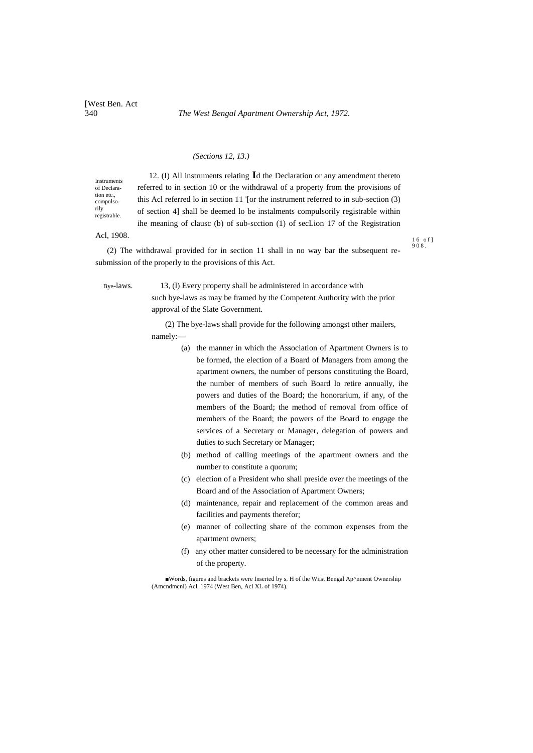*(Sections 12, 13.)*

Instruments of Declaration etc., compulsorily registrable.

12. (I) All instruments relating **I**d the Declaration or any amendment thereto referred to in section 10 or the withdrawal of a property from the provisions of this Acl referred lo in section 11 '[or the instrument referred to in sub-section (3) of section 4] shall be deemed lo be instalments compulsorily registrable within ihe meaning of clausc (b) of sub-scction (1) of secLion 17 of the Registration Acl, 1908.

16 of ] 908.

(2) The withdrawal provided for in section 11 shall in no way bar the subsequent re-submission of the properly to the provisions of this Act.

Bye-laws.

13, (l) Every property shall be administered in accordance with such bye-laws as may be framed by the Competent Authority with the prior approval of the Slate Government.

(2) The bye-laws shall provide for the following amongst other mailers, namely:—

(a) the manner in which the Association of Apartment Owners is to be formed, the election of a Board of Managers from among the apartment owners, the number of persons constituting the Board, the number of members of such Board lo retire annually, ihe powers and duties of the Board; the honorarium, if any, of the members of the Board; the method of removal from office of members of the Board; the powers of the Board to engage the services of a Secretary or Manager, delegation of powers and duties to such Secretary or Manager;

(b) method of calling meetings of the apartment owners and the number to constitute a quorum;

(c) election of a President who shall preside over the meetings of the Board and of the Association of Apartment Owners;

(d) maintenance, repair and replacement of the common areas and facilities and payments therefor;

(e) manner of collecting share of the common expenses from the apartment owners;

(f) any other matter considered to be necessary for the administration of the property.

■Words, figures and brackets were Inserted by s. H of the Wiist Bengal Ap^nment Ownership (Amcndmcnl) Acl. 1974 (West Ben, Acl XL of 1974).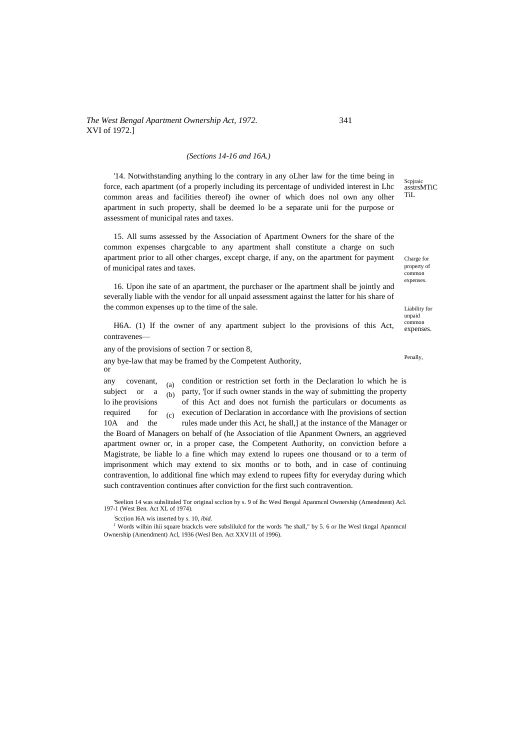*(Sections 14-16 and 16A.)*

Scpjraic asstrsMTiC TiL

'14. Notwithstanding anything lo the contrary in any oLher law for the time being in force, each apartment (of a properly including its percentage of undivided interest in Lhc common areas and facilities thereof) ihe owner of which does nol own any olher apartment in such property, shall be deemed lo be a separate unii for the purpose or assessment of municipal rates and taxes.

Charge for property of common expenses.

15. All sums assessed by the Association of Apartment Owners for the share of the common expenses chargcable to any apartment shall constitute a charge on such apartment prior to all other charges, except charge, if any, on the apartment for payment of municipal rates and taxes.

Liability for unpaid common expenses.

16. Upon ihe sate of an apartment, the purchaser or Ihe apartment shall be jointly and severally liable with the vendor for all unpaid assessment against the latter for his share of the common expenses up to the time of the sale.

Penally,

H6A. (1) If the owner of any apartment subject lo the provisions of this Act, contravenes—

(a) any of the provisions of section 7 or section 8,

(b) any bye-law that may be framed by the Competent Authority, or

(c) any covenant, condition or restriction set forth in the Declaration lo which he is subject or a party, '[or if such owner stands in the way of submitting the property lo ihe provisions of this Act and does not furnish the particulars or documents as required for execution of Declaration in accordance with Ihe provisions of section 10A and the rules made under this Act, he shall,] at the instance of the Manager or the Board of Managers on behalf of (he Association of tlie Apanment Owners, an aggrieved apartment owner or, in a proper case, the Competent Authority, on conviction before a Magistrate, be liable lo a fine which may extend lo rupees one thousand or to a term of imprisonment which may extend to six months or to both, and in case of continuing contravention, lo additional fine which may exlend to rupees fifty for everyday during which such contravention continues after conviction for the first such contravention.

'Seelion 14 was suhslituled Tor original scclion by s. 9 of lhc Wesl Bengal Apanmcnl Ownership (Amendment) Acl. 197-1 (West Ben. Act XL of 1974).

:Scc(ion I6A wis inserted by s. 10, *ibid.*

[1] Words wilhin ihii square brackcls were subslilulcd for the words "he shall," by 5. 6 or Ihe Wesl tkngal Apanmcnl Ownership (Amendment) Acl, 1936 (Wesl Ben. Act XXV1I1 of 1996).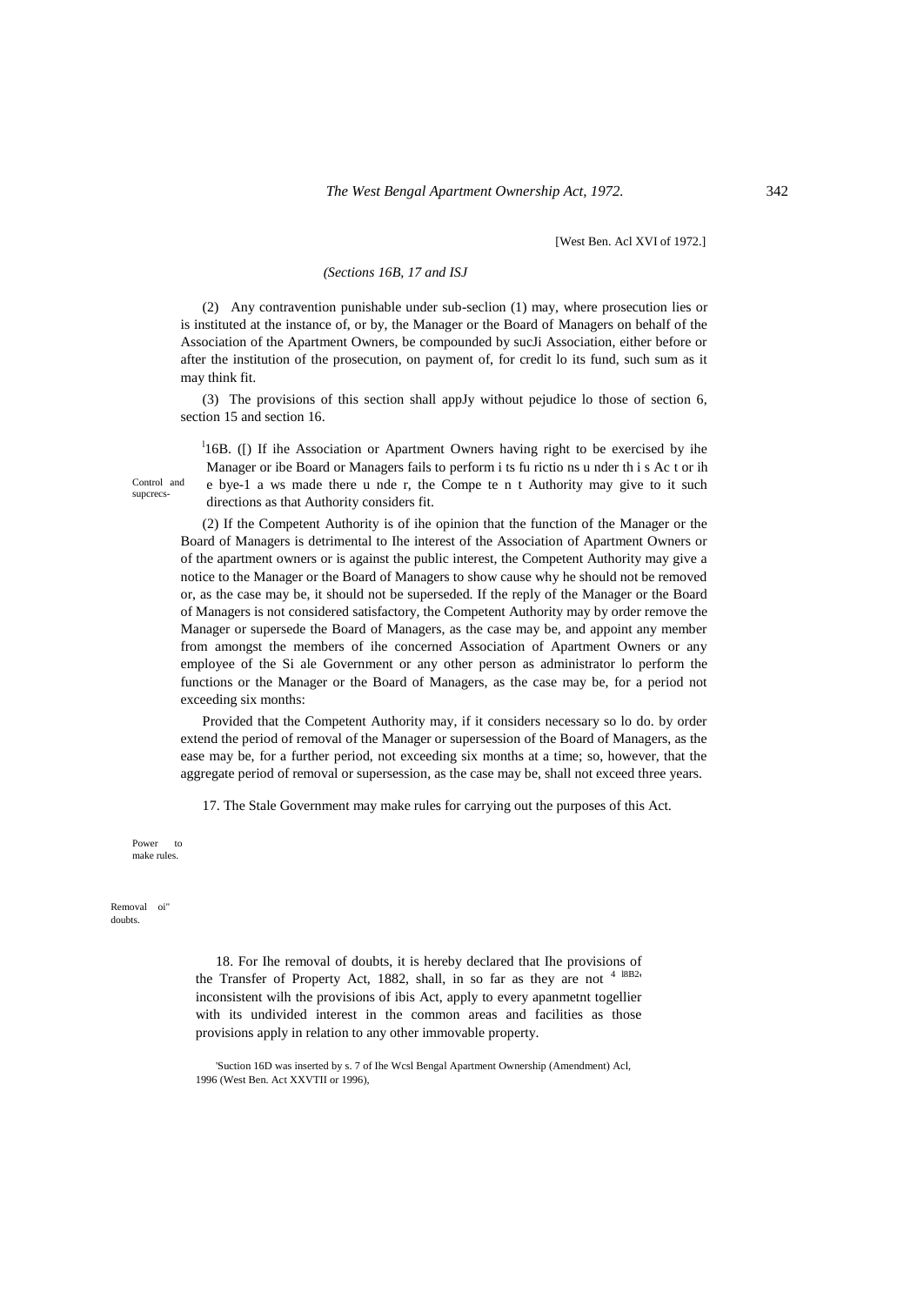[West Ben. Acl XVI of 1972.]

*(Sections 16B, 17 and ISJ*

(2) Any contravention punishable under sub-seclion (1) may, where prosecution lies or is instituted at the instance of, or by, the Manager or the Board of Managers on behalf of the Association of the Apartment Owners, be compounded by sucJi Association, either before or after the institution of the prosecution, on payment of, for credit lo its fund, such sum as it may think fit.

(3) The provisions of this section shall appJy without pejudice lo those of section 6, section 15 and section 16.

Control and supcrecs-

[1]16B. ([) If ihe Association or Apartment Owners having right to be exercised by ihe Manager or ibe Board or Managers fails to perform i ts fu rictio ns u nder th i s Ac t or ih e bye-1 a ws made there u nde r, the Compe te n t Authority may give to it such directions as that Authority considers fit.

(2) If the Competent Authority is of ihe opinion that the function of the Manager or the Board of Managers is detrimental to Ihe interest of the Association of Apartment Owners or of the apartment owners or is against the public interest, the Competent Authority may give a notice to the Manager or the Board of Managers to show cause why he should not be removed or, as the case may be, it should not be superseded. If the reply of the Manager or the Board of Managers is not considered satisfactory, the Competent Authority may by order remove the Manager or supersede the Board of Managers, as the case may be, and appoint any member from amongst the members of ihe concerned Association of Apartment Owners or any employee of the Si ale Government or any other person as administrator lo perform the functions or the Manager or the Board of Managers, as the case may be, for a period not exceeding six months:

Provided that the Competent Authority may, if it considers necessary so lo do. by order extend the period of removal of the Manager or supersession of the Board of Managers, as the ease may be, for a further period, not exceeding six months at a time; so, however, that the aggregate period of removal or supersession, as the case may be, shall not exceed three years.

Power to make rules.

17. The Stale Government may make rules for carrying out the purposes of this Act.

Removal oi" doubts.

18. For Ihe removal of doubts, it is hereby declared that Ihe provisions of the Transfer of Property Act, 1882, shall, in so far as they are not [4 l8B2] inconsistent wilh the provisions of ibis Act, apply to every apanmetnt togellier with its undivided interest in the common areas and facilities as those provisions apply in relation to any other immovable property.

[1]Suction 16D was inserted by s. 7 of Ihe Wcsl Bengal Apartment Ownership (Amendment) Acl, 1996 (West Ben. Act XXVTII or 1996),